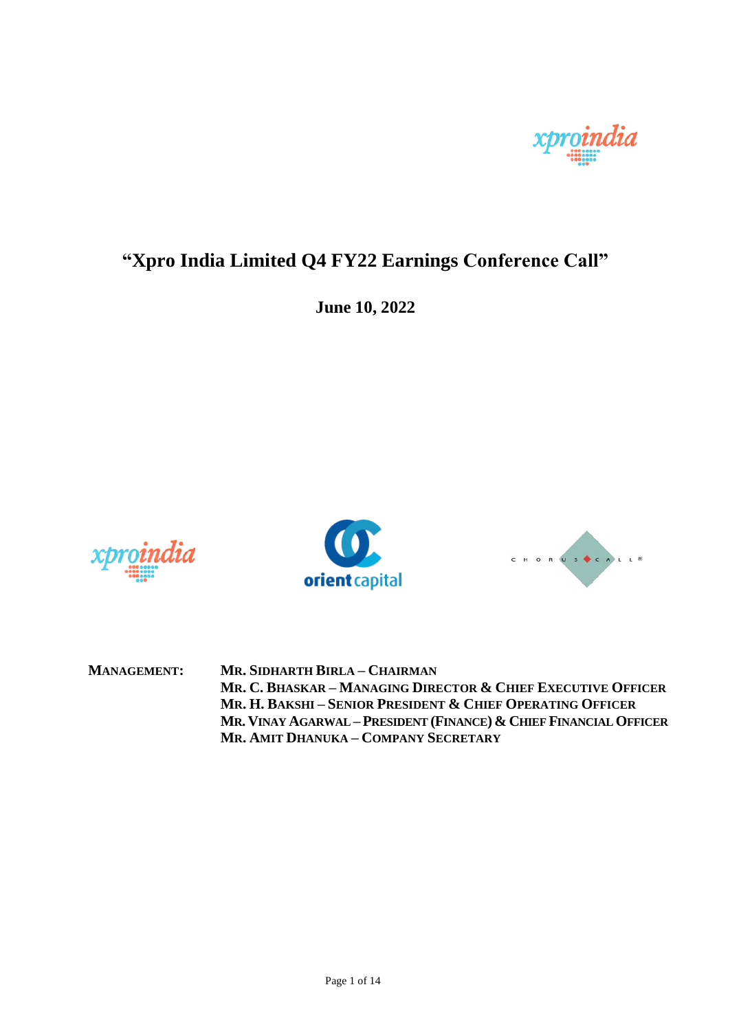# "Xpro India Limited Q4 FY22 Earnings Conference Call"

**June 10, 2022**

**MANAGEMENT:**

**MR. SIDHARTH BIRLA – CHAIRMAN**
**MR. C. BHASKAR – MANAGING DIRECTOR & CHIEF EXECUTIVE OFFICER**
**MR. H. BAKSHI – SENIOR PRESIDENT & CHIEF OPERATING OFFICER**
**MR. VINAY AGARWAL – PRESIDENT (FINANCE) & CHIEF FINANCIAL OFFICER**
**MR. AMIT DHANUKA – COMPANY SECRETARY**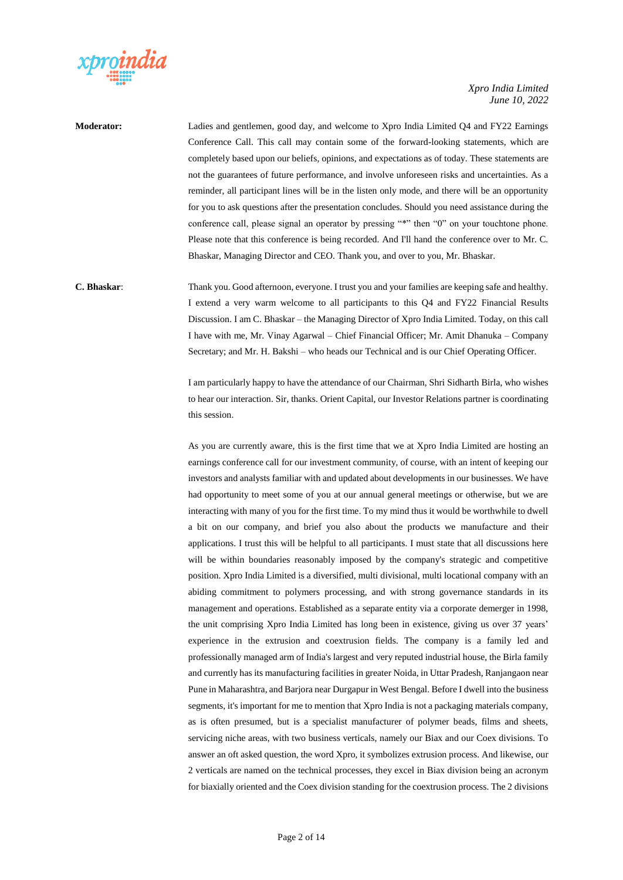**Moderator:** Ladies and gentlemen, good day, and welcome to Xpro India Limited Q4 and FY22 Earnings Conference Call. This call may contain some of the forward-looking statements, which are completely based upon our beliefs, opinions, and expectations as of today. These statements are not the guarantees of future performance, and involve unforeseen risks and uncertainties. As a reminder, all participant lines will be in the listen only mode, and there will be an opportunity for you to ask questions after the presentation concludes. Should you need assistance during the conference call, please signal an operator by pressing "*" then "0" on your touchtone phone. Please note that this conference is being recorded. And I'll hand the conference over to Mr. C. Bhaskar, Managing Director and CEO. Thank you, and over to you, Mr. Bhaskar.

**C. Bhaskar**: Thank you. Good afternoon, everyone. I trust you and your families are keeping safe and healthy. I extend a very warm welcome to all participants to this Q4 and FY22 Financial Results Discussion. I am C. Bhaskar – the Managing Director of Xpro India Limited. Today, on this call I have with me, Mr. Vinay Agarwal – Chief Financial Officer; Mr. Amit Dhanuka – Company Secretary; and Mr. H. Bakshi – who heads our Technical and is our Chief Operating Officer.

I am particularly happy to have the attendance of our Chairman, Shri Sidharth Birla, who wishes to hear our interaction. Sir, thanks. Orient Capital, our Investor Relations partner is coordinating this session.

As you are currently aware, this is the first time that we at Xpro India Limited are hosting an earnings conference call for our investment community, of course, with an intent of keeping our investors and analysts familiar with and updated about developments in our businesses. We have had opportunity to meet some of you at our annual general meetings or otherwise, but we are interacting with many of you for the first time. To my mind thus it would be worthwhile to dwell a bit on our company, and brief you also about the products we manufacture and their applications. I trust this will be helpful to all participants. I must state that all discussions here will be within boundaries reasonably imposed by the company's strategic and competitive position. Xpro India Limited is a diversified, multi divisional, multi locational company with an abiding commitment to polymers processing, and with strong governance standards in its management and operations. Established as a separate entity via a corporate demerger in 1998, the unit comprising Xpro India Limited has long been in existence, giving us over 37 years' experience in the extrusion and coextrusion fields. The company is a family led and professionally managed arm of India's largest and very reputed industrial house, the Birla family and currently has its manufacturing facilities in greater Noida, in Uttar Pradesh, Ranjangaon near Pune in Maharashtra, and Barjora near Durgapur in West Bengal. Before I dwell into the business segments, it's important for me to mention that Xpro India is not a packaging materials company, as is often presumed, but is a specialist manufacturer of polymer beads, films and sheets, servicing niche areas, with two business verticals, namely our Biax and our Coex divisions. To answer an oft asked question, the word Xpro, it symbolizes extrusion process. And likewise, our 2 verticals are named on the technical processes, they excel in Biax division being an acronym for biaxially oriented and the Coex division standing for the coextrusion process. The 2 divisions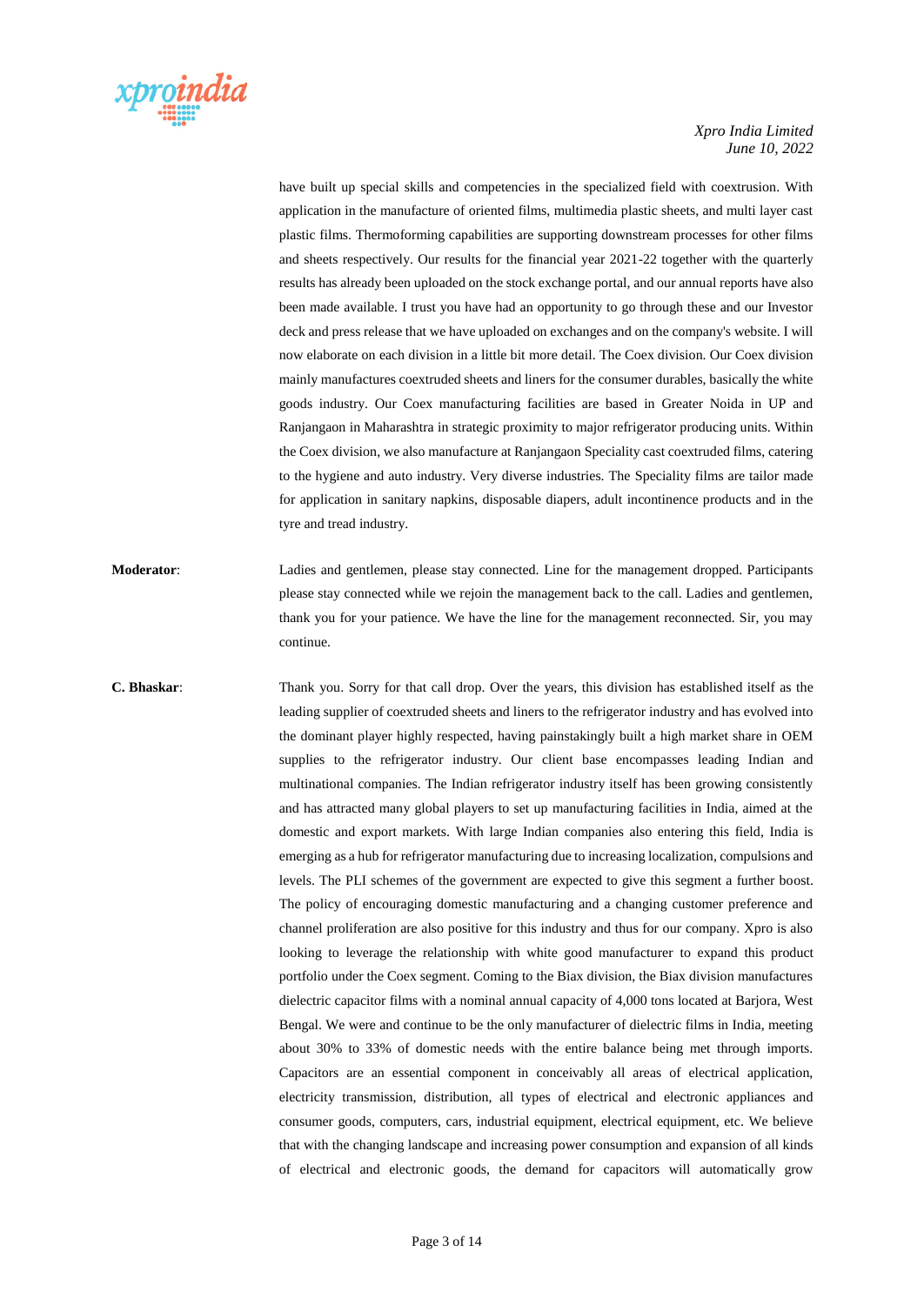have built up special skills and competencies in the specialized field with coextrusion. With application in the manufacture of oriented films, multimedia plastic sheets, and multi layer cast plastic films. Thermoforming capabilities are supporting downstream processes for other films and sheets respectively. Our results for the financial year 2021-22 together with the quarterly results has already been uploaded on the stock exchange portal, and our annual reports have also been made available. I trust you have had an opportunity to go through these and our Investor deck and press release that we have uploaded on exchanges and on the company's website. I will now elaborate on each division in a little bit more detail. The Coex division. Our Coex division mainly manufactures coextruded sheets and liners for the consumer durables, basically the white goods industry. Our Coex manufacturing facilities are based in Greater Noida in UP and Ranjangaon in Maharashtra in strategic proximity to major refrigerator producing units. Within the Coex division, we also manufacture at Ranjangaon Speciality cast coextruded films, catering to the hygiene and auto industry. Very diverse industries. The Speciality films are tailor made for application in sanitary napkins, disposable diapers, adult incontinence products and in the tyre and tread industry.

**Moderator**: Ladies and gentlemen, please stay connected. Line for the management dropped. Participants please stay connected while we rejoin the management back to the call. Ladies and gentlemen, thank you for your patience. We have the line for the management reconnected. Sir, you may continue.

**C. Bhaskar**: Thank you. Sorry for that call drop. Over the years, this division has established itself as the leading supplier of coextruded sheets and liners to the refrigerator industry and has evolved into the dominant player highly respected, having painstakingly built a high market share in OEM supplies to the refrigerator industry. Our client base encompasses leading Indian and multinational companies. The Indian refrigerator industry itself has been growing consistently and has attracted many global players to set up manufacturing facilities in India, aimed at the domestic and export markets. With large Indian companies also entering this field, India is emerging as a hub for refrigerator manufacturing due to increasing localization, compulsions and levels. The PLI schemes of the government are expected to give this segment a further boost. The policy of encouraging domestic manufacturing and a changing customer preference and channel proliferation are also positive for this industry and thus for our company. Xpro is also looking to leverage the relationship with white good manufacturer to expand this product portfolio under the Coex segment. Coming to the Biax division, the Biax division manufactures dielectric capacitor films with a nominal annual capacity of 4,000 tons located at Barjora, West Bengal. We were and continue to be the only manufacturer of dielectric films in India, meeting about 30% to 33% of domestic needs with the entire balance being met through imports. Capacitors are an essential component in conceivably all areas of electrical application, electricity transmission, distribution, all types of electrical and electronic appliances and consumer goods, computers, cars, industrial equipment, electrical equipment, etc. We believe that with the changing landscape and increasing power consumption and expansion of all kinds of electrical and electronic goods, the demand for capacitors will automatically grow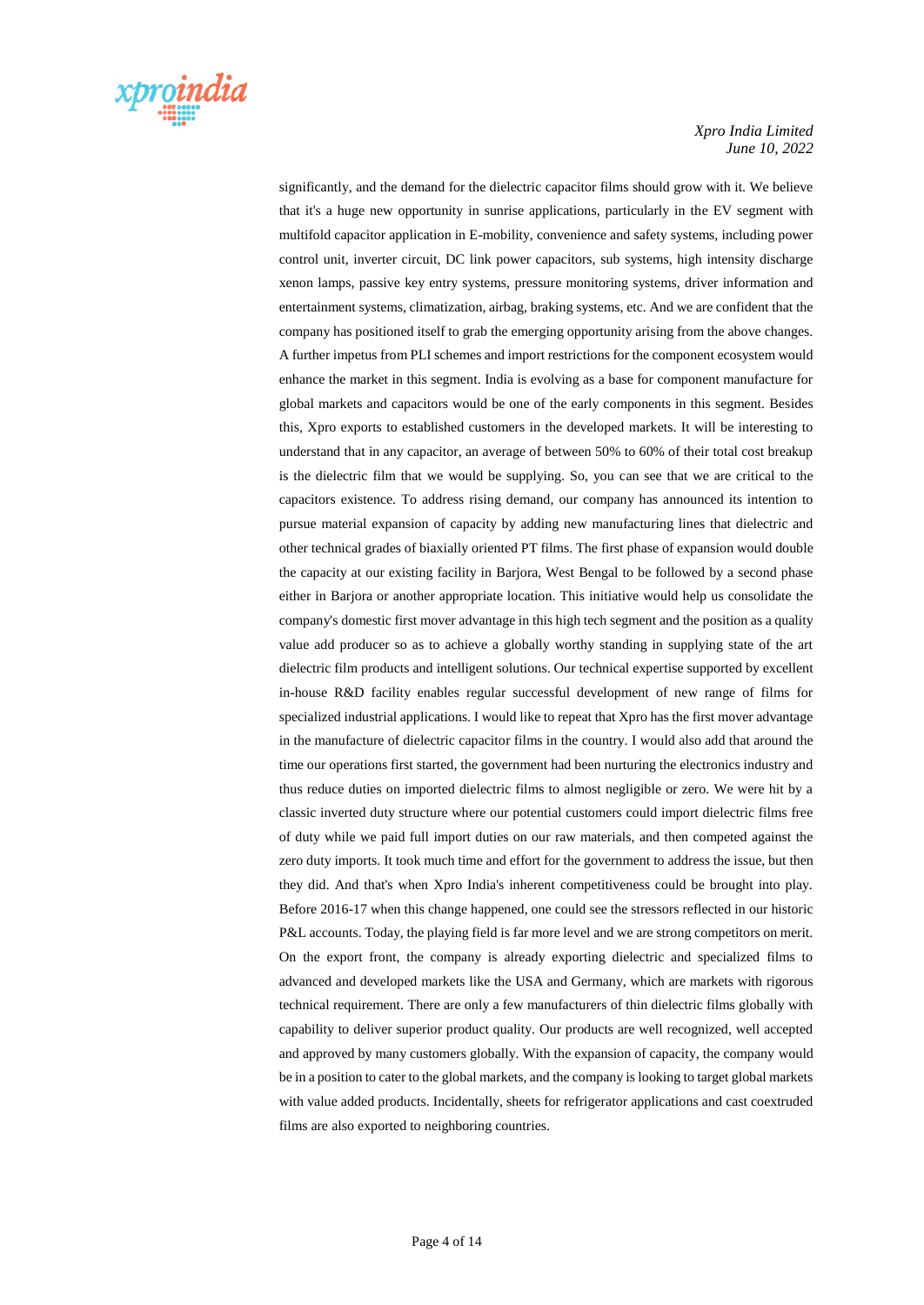significantly, and the demand for the dielectric capacitor films should grow with it. We believe that it's a huge new opportunity in sunrise applications, particularly in the EV segment with multifold capacitor application in E-mobility, convenience and safety systems, including power control unit, inverter circuit, DC link power capacitors, sub systems, high intensity discharge xenon lamps, passive key entry systems, pressure monitoring systems, driver information and entertainment systems, climatization, airbag, braking systems, etc. And we are confident that the company has positioned itself to grab the emerging opportunity arising from the above changes. A further impetus from PLI schemes and import restrictions for the component ecosystem would enhance the market in this segment. India is evolving as a base for component manufacture for global markets and capacitors would be one of the early components in this segment. Besides this, Xpro exports to established customers in the developed markets. It will be interesting to understand that in any capacitor, an average of between 50% to 60% of their total cost breakup is the dielectric film that we would be supplying. So, you can see that we are critical to the capacitors existence. To address rising demand, our company has announced its intention to pursue material expansion of capacity by adding new manufacturing lines that dielectric and other technical grades of biaxially oriented PT films. The first phase of expansion would double the capacity at our existing facility in Barjora, West Bengal to be followed by a second phase either in Barjora or another appropriate location. This initiative would help us consolidate the company's domestic first mover advantage in this high tech segment and the position as a quality value add producer so as to achieve a globally worthy standing in supplying state of the art dielectric film products and intelligent solutions. Our technical expertise supported by excellent in-house R&D facility enables regular successful development of new range of films for specialized industrial applications. I would like to repeat that Xpro has the first mover advantage in the manufacture of dielectric capacitor films in the country. I would also add that around the time our operations first started, the government had been nurturing the electronics industry and thus reduce duties on imported dielectric films to almost negligible or zero. We were hit by a classic inverted duty structure where our potential customers could import dielectric films free of duty while we paid full import duties on our raw materials, and then competed against the zero duty imports. It took much time and effort for the government to address the issue, but then they did. And that's when Xpro India's inherent competitiveness could be brought into play. Before 2016-17 when this change happened, one could see the stressors reflected in our historic P&L accounts. Today, the playing field is far more level and we are strong competitors on merit. On the export front, the company is already exporting dielectric and specialized films to advanced and developed markets like the USA and Germany, which are markets with rigorous technical requirement. There are only a few manufacturers of thin dielectric films globally with capability to deliver superior product quality. Our products are well recognized, well accepted and approved by many customers globally. With the expansion of capacity, the company would be in a position to cater to the global markets, and the company is looking to target global markets with value added products. Incidentally, sheets for refrigerator applications and cast coextruded films are also exported to neighboring countries.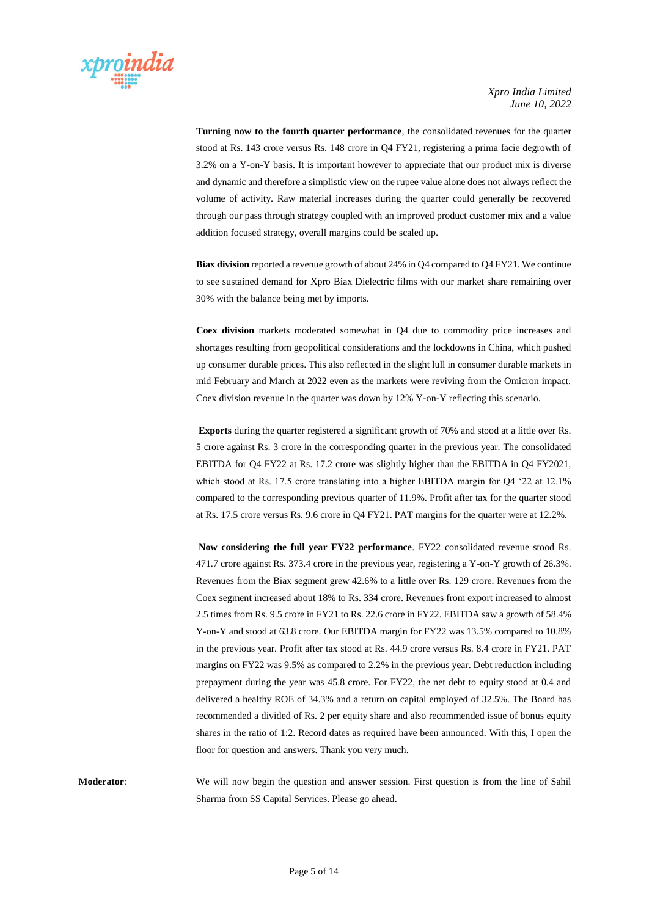**Turning now to the fourth quarter performance**, the consolidated revenues for the quarter stood at Rs. 143 crore versus Rs. 148 crore in Q4 FY21, registering a prima facie degrowth of 3.2% on a Y-on-Y basis. It is important however to appreciate that our product mix is diverse and dynamic and therefore a simplistic view on the rupee value alone does not always reflect the volume of activity. Raw material increases during the quarter could generally be recovered through our pass through strategy coupled with an improved product customer mix and a value addition focused strategy, overall margins could be scaled up.

**Biax division** reported a revenue growth of about 24% in Q4 compared to Q4 FY21. We continue to see sustained demand for Xpro Biax Dielectric films with our market share remaining over 30% with the balance being met by imports.

**Coex division** markets moderated somewhat in Q4 due to commodity price increases and shortages resulting from geopolitical considerations and the lockdowns in China, which pushed up consumer durable prices. This also reflected in the slight lull in consumer durable markets in mid February and March at 2022 even as the markets were reviving from the Omicron impact. Coex division revenue in the quarter was down by 12% Y-on-Y reflecting this scenario.

**Exports** during the quarter registered a significant growth of 70% and stood at a little over Rs. 5 crore against Rs. 3 crore in the corresponding quarter in the previous year. The consolidated EBITDA for Q4 FY22 at Rs. 17.2 crore was slightly higher than the EBITDA in Q4 FY2021, which stood at Rs. 17.5 crore translating into a higher EBITDA margin for Q4 '22 at 12.1% compared to the corresponding previous quarter of 11.9%. Profit after tax for the quarter stood at Rs. 17.5 crore versus Rs. 9.6 crore in Q4 FY21. PAT margins for the quarter were at 12.2%.

**Now considering the full year FY22 performance**. FY22 consolidated revenue stood Rs. 471.7 crore against Rs. 373.4 crore in the previous year, registering a Y-on-Y growth of 26.3%. Revenues from the Biax segment grew 42.6% to a little over Rs. 129 crore. Revenues from the Coex segment increased about 18% to Rs. 334 crore. Revenues from export increased to almost 2.5 times from Rs. 9.5 crore in FY21 to Rs. 22.6 crore in FY22. EBITDA saw a growth of 58.4% Y-on-Y and stood at 63.8 crore. Our EBITDA margin for FY22 was 13.5% compared to 10.8% in the previous year. Profit after tax stood at Rs. 44.9 crore versus Rs. 8.4 crore in FY21. PAT margins on FY22 was 9.5% as compared to 2.2% in the previous year. Debt reduction including prepayment during the year was 45.8 crore. For FY22, the net debt to equity stood at 0.4 and delivered a healthy ROE of 34.3% and a return on capital employed of 32.5%. The Board has recommended a divided of Rs. 2 per equity share and also recommended issue of bonus equity shares in the ratio of 1:2. Record dates as required have been announced. With this, I open the floor for question and answers. Thank you very much.

**Moderator**: We will now begin the question and answer session. First question is from the line of Sahil Sharma from SS Capital Services. Please go ahead.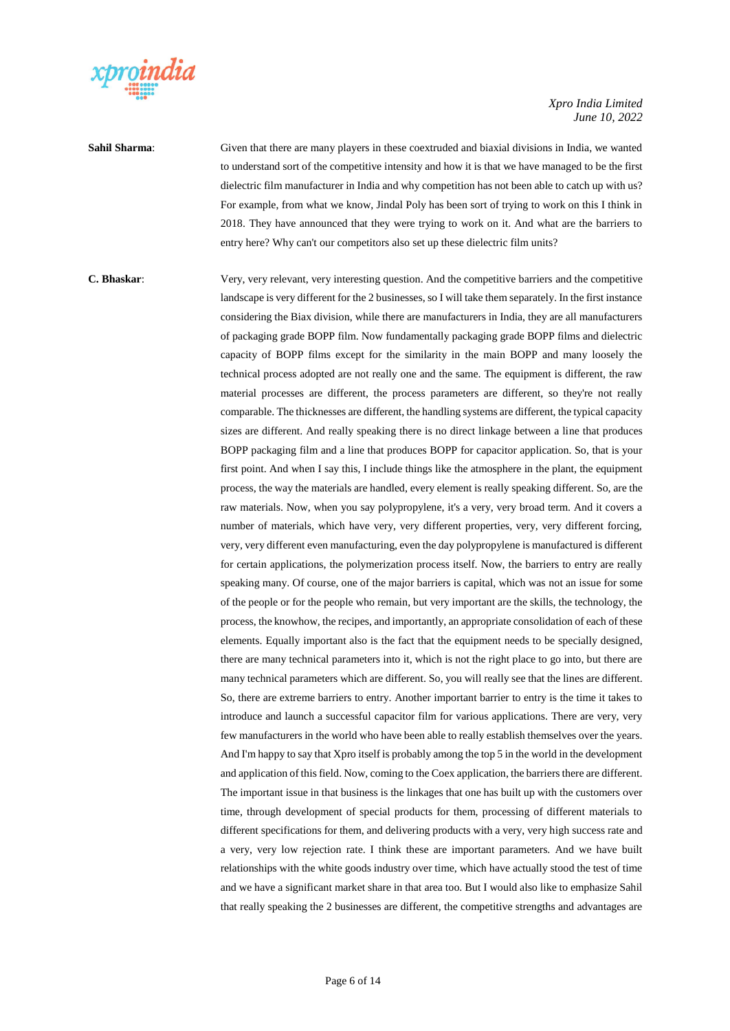**Sahil Sharma**: Given that there are many players in these coextruded and biaxial divisions in India, we wanted to understand sort of the competitive intensity and how it is that we have managed to be the first dielectric film manufacturer in India and why competition has not been able to catch up with us? For example, from what we know, Jindal Poly has been sort of trying to work on this I think in 2018. They have announced that they were trying to work on it. And what are the barriers to entry here? Why can't our competitors also set up these dielectric film units?

**C. Bhaskar**: Very, very relevant, very interesting question. And the competitive barriers and the competitive landscape is very different for the 2 businesses, so I will take them separately. In the first instance considering the Biax division, while there are manufacturers in India, they are all manufacturers of packaging grade BOPP film. Now fundamentally packaging grade BOPP films and dielectric capacity of BOPP films except for the similarity in the main BOPP and many loosely the technical process adopted are not really one and the same. The equipment is different, the raw material processes are different, the process parameters are different, so they're not really comparable. The thicknesses are different, the handling systems are different, the typical capacity sizes are different. And really speaking there is no direct linkage between a line that produces BOPP packaging film and a line that produces BOPP for capacitor application. So, that is your first point. And when I say this, I include things like the atmosphere in the plant, the equipment process, the way the materials are handled, every element is really speaking different. So, are the raw materials. Now, when you say polypropylene, it's a very, very broad term. And it covers a number of materials, which have very, very different properties, very, very different forcing, very, very different even manufacturing, even the day polypropylene is manufactured is different for certain applications, the polymerization process itself. Now, the barriers to entry are really speaking many. Of course, one of the major barriers is capital, which was not an issue for some of the people or for the people who remain, but very important are the skills, the technology, the process, the knowhow, the recipes, and importantly, an appropriate consolidation of each of these elements. Equally important also is the fact that the equipment needs to be specially designed, there are many technical parameters into it, which is not the right place to go into, but there are many technical parameters which are different. So, you will really see that the lines are different. So, there are extreme barriers to entry. Another important barrier to entry is the time it takes to introduce and launch a successful capacitor film for various applications. There are very, very few manufacturers in the world who have been able to really establish themselves over the years. And I'm happy to say that Xpro itself is probably among the top 5 in the world in the development and application of this field. Now, coming to the Coex application, the barriers there are different. The important issue in that business is the linkages that one has built up with the customers over time, through development of special products for them, processing of different materials to different specifications for them, and delivering products with a very, very high success rate and a very, very low rejection rate. I think these are important parameters. And we have built relationships with the white goods industry over time, which have actually stood the test of time and we have a significant market share in that area too. But I would also like to emphasize Sahil that really speaking the 2 businesses are different, the competitive strengths and advantages are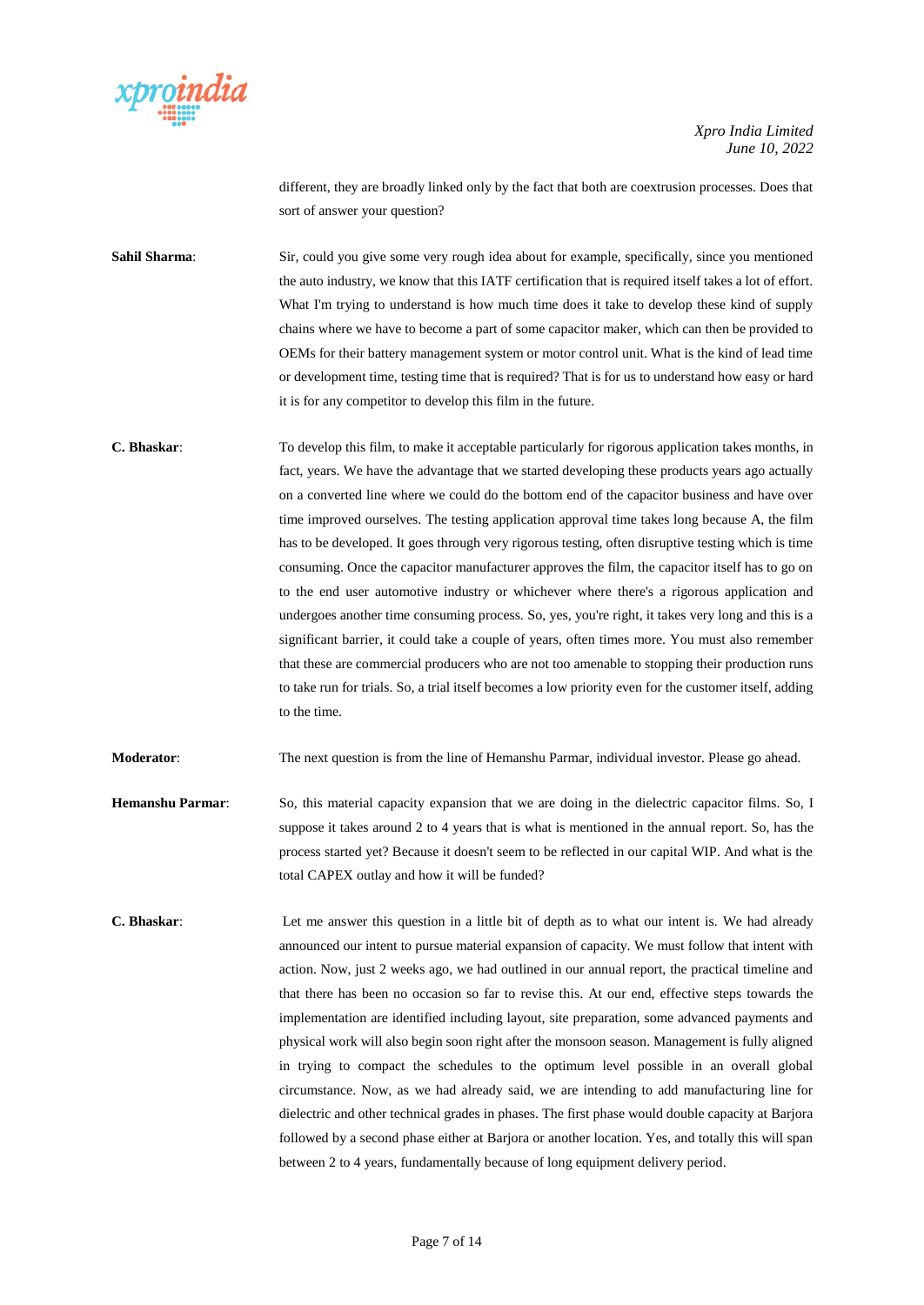different, they are broadly linked only by the fact that both are coextrusion processes. Does that sort of answer your question?

**Sahil Sharma**: Sir, could you give some very rough idea about for example, specifically, since you mentioned the auto industry, we know that this IATF certification that is required itself takes a lot of effort. What I'm trying to understand is how much time does it take to develop these kind of supply chains where we have to become a part of some capacitor maker, which can then be provided to OEMs for their battery management system or motor control unit. What is the kind of lead time or development time, testing time that is required? That is for us to understand how easy or hard it is for any competitor to develop this film in the future.

**C. Bhaskar**: To develop this film, to make it acceptable particularly for rigorous application takes months, in fact, years. We have the advantage that we started developing these products years ago actually on a converted line where we could do the bottom end of the capacitor business and have over time improved ourselves. The testing application approval time takes long because A, the film has to be developed. It goes through very rigorous testing, often disruptive testing which is time consuming. Once the capacitor manufacturer approves the film, the capacitor itself has to go on to the end user automotive industry or whichever where there's a rigorous application and undergoes another time consuming process. So, yes, you're right, it takes very long and this is a significant barrier, it could take a couple of years, often times more. You must also remember that these are commercial producers who are not too amenable to stopping their production runs to take run for trials. So, a trial itself becomes a low priority even for the customer itself, adding to the time.

**Moderator**: The next question is from the line of Hemanshu Parmar, individual investor. Please go ahead.

**Hemanshu Parmar**: So, this material capacity expansion that we are doing in the dielectric capacitor films. So, I suppose it takes around 2 to 4 years that is what is mentioned in the annual report. So, has the process started yet? Because it doesn't seem to be reflected in our capital WIP. And what is the total CAPEX outlay and how it will be funded?

**C. Bhaskar**: Let me answer this question in a little bit of depth as to what our intent is. We had already announced our intent to pursue material expansion of capacity. We must follow that intent with action. Now, just 2 weeks ago, we had outlined in our annual report, the practical timeline and that there has been no occasion so far to revise this. At our end, effective steps towards the implementation are identified including layout, site preparation, some advanced payments and physical work will also begin soon right after the monsoon season. Management is fully aligned in trying to compact the schedules to the optimum level possible in an overall global circumstance. Now, as we had already said, we are intending to add manufacturing line for dielectric and other technical grades in phases. The first phase would double capacity at Barjora followed by a second phase either at Barjora or another location. Yes, and totally this will span between 2 to 4 years, fundamentally because of long equipment delivery period.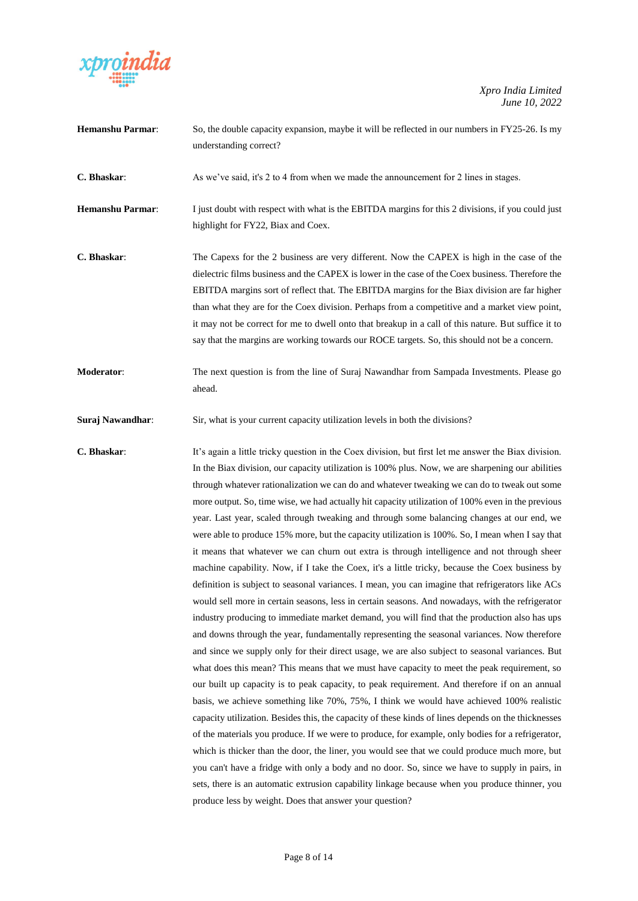**Hemanshu Parmar**: So, the double capacity expansion, maybe it will be reflected in our numbers in FY25-26. Is my understanding correct?

**C. Bhaskar**: As we've said, it's 2 to 4 from when we made the announcement for 2 lines in stages.

**Hemanshu Parmar**: I just doubt with respect with what is the EBITDA margins for this 2 divisions, if you could just highlight for FY22, Biax and Coex.

**C. Bhaskar**: The Capexs for the 2 business are very different. Now the CAPEX is high in the case of the dielectric films business and the CAPEX is lower in the case of the Coex business. Therefore the EBITDA margins sort of reflect that. The EBITDA margins for the Biax division are far higher than what they are for the Coex division. Perhaps from a competitive and a market view point, it may not be correct for me to dwell onto that breakup in a call of this nature. But suffice it to say that the margins are working towards our ROCE targets. So, this should not be a concern.

**Moderator**: The next question is from the line of Suraj Nawandhar from Sampada Investments. Please go ahead.

**Suraj Nawandhar**: Sir, what is your current capacity utilization levels in both the divisions?

**C. Bhaskar**: It's again a little tricky question in the Coex division, but first let me answer the Biax division. In the Biax division, our capacity utilization is 100% plus. Now, we are sharpening our abilities through whatever rationalization we can do and whatever tweaking we can do to tweak out some more output. So, time wise, we had actually hit capacity utilization of 100% even in the previous year. Last year, scaled through tweaking and through some balancing changes at our end, we were able to produce 15% more, but the capacity utilization is 100%. So, I mean when I say that it means that whatever we can churn out extra is through intelligence and not through sheer machine capability. Now, if I take the Coex, it's a little tricky, because the Coex business by definition is subject to seasonal variances. I mean, you can imagine that refrigerators like ACs would sell more in certain seasons, less in certain seasons. And nowadays, with the refrigerator industry producing to immediate market demand, you will find that the production also has ups and downs through the year, fundamentally representing the seasonal variances. Now therefore and since we supply only for their direct usage, we are also subject to seasonal variances. But what does this mean? This means that we must have capacity to meet the peak requirement, so our built up capacity is to peak capacity, to peak requirement. And therefore if on an annual basis, we achieve something like 70%, 75%, I think we would have achieved 100% realistic capacity utilization. Besides this, the capacity of these kinds of lines depends on the thicknesses of the materials you produce. If we were to produce, for example, only bodies for a refrigerator, which is thicker than the door, the liner, you would see that we could produce much more, but you can't have a fridge with only a body and no door. So, since we have to supply in pairs, in sets, there is an automatic extrusion capability linkage because when you produce thinner, you produce less by weight. Does that answer your question?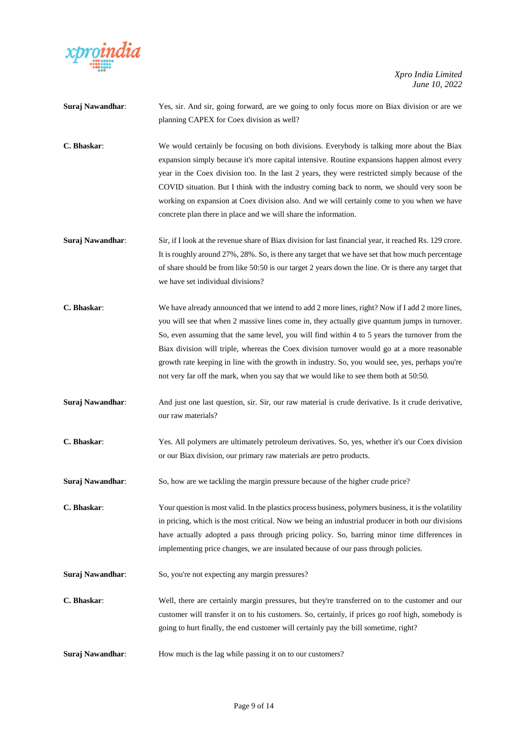**Suraj Nawandhar**: Yes, sir. And sir, going forward, are we going to only focus more on Biax division or are we planning CAPEX for Coex division as well?

**C. Bhaskar**: We would certainly be focusing on both divisions. Everybody is talking more about the Biax expansion simply because it's more capital intensive. Routine expansions happen almost every year in the Coex division too. In the last 2 years, they were restricted simply because of the COVID situation. But I think with the industry coming back to norm, we should very soon be working on expansion at Coex division also. And we will certainly come to you when we have concrete plan there in place and we will share the information.

**Suraj Nawandhar**: Sir, if I look at the revenue share of Biax division for last financial year, it reached Rs. 129 crore. It is roughly around 27%, 28%. So, is there any target that we have set that how much percentage of share should be from like 50:50 is our target 2 years down the line. Or is there any target that we have set individual divisions?

**C. Bhaskar**: We have already announced that we intend to add 2 more lines, right? Now if I add 2 more lines, you will see that when 2 massive lines come in, they actually give quantum jumps in turnover. So, even assuming that the same level, you will find within 4 to 5 years the turnover from the Biax division will triple, whereas the Coex division turnover would go at a more reasonable growth rate keeping in line with the growth in industry. So, you would see, yes, perhaps you're not very far off the mark, when you say that we would like to see them both at 50:50.

**Suraj Nawandhar**: And just one last question, sir. Sir, our raw material is crude derivative. Is it crude derivative, our raw materials?

**C. Bhaskar**: Yes. All polymers are ultimately petroleum derivatives. So, yes, whether it's our Coex division or our Biax division, our primary raw materials are petro products.

**Suraj Nawandhar**: So, how are we tackling the margin pressure because of the higher crude price?

**C. Bhaskar**: Your question is most valid. In the plastics process business, polymers business, it is the volatility in pricing, which is the most critical. Now we being an industrial producer in both our divisions have actually adopted a pass through pricing policy. So, barring minor time differences in implementing price changes, we are insulated because of our pass through policies.

**Suraj Nawandhar**: So, you're not expecting any margin pressures?

**C. Bhaskar**: Well, there are certainly margin pressures, but they're transferred on to the customer and our customer will transfer it on to his customers. So, certainly, if prices go roof high, somebody is going to hurt finally, the end customer will certainly pay the bill sometime, right?

**Suraj Nawandhar**: How much is the lag while passing it on to our customers?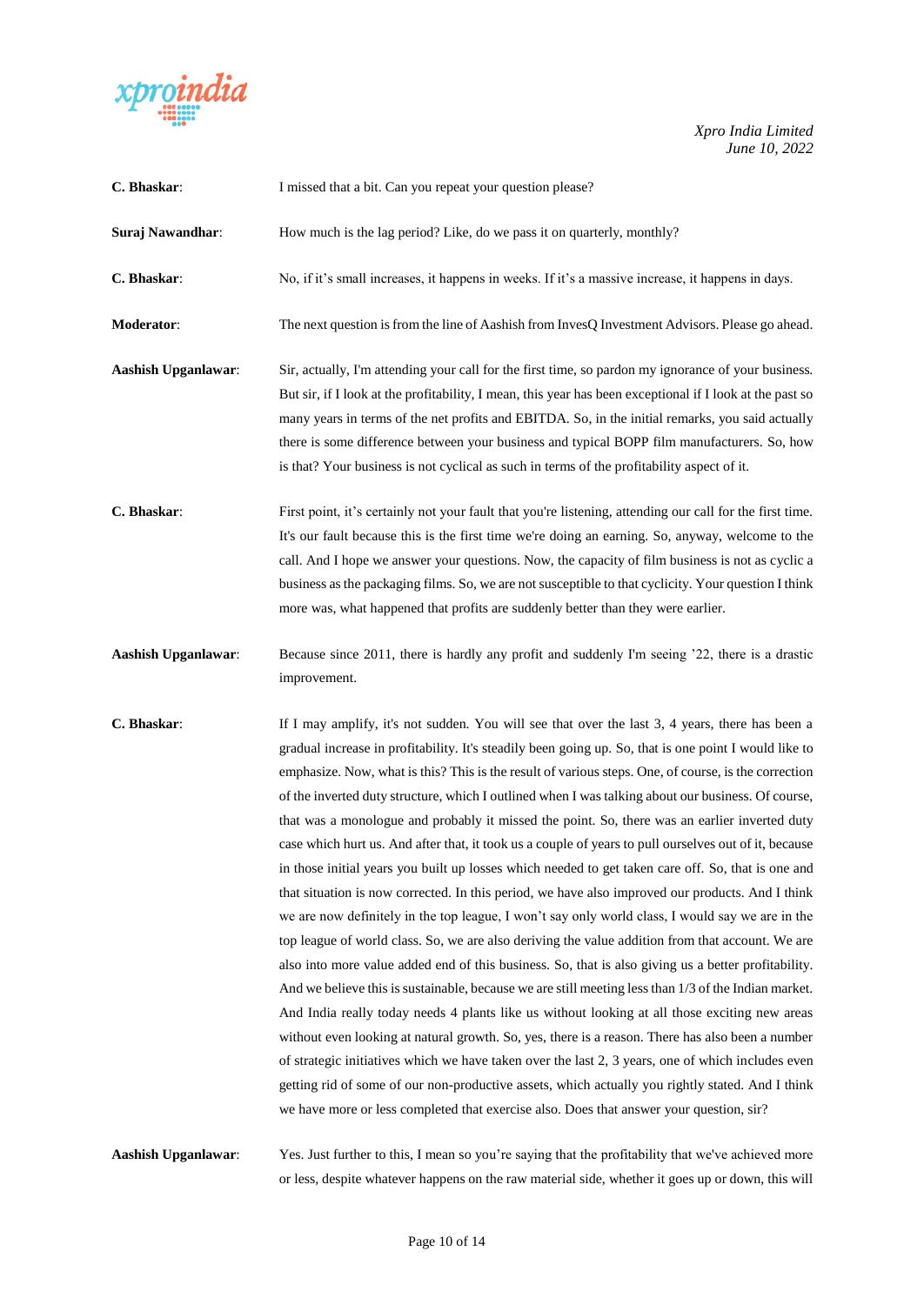**C. Bhaskar**: I missed that a bit. Can you repeat your question please?

**Suraj Nawandhar**: How much is the lag period? Like, do we pass it on quarterly, monthly?

**C. Bhaskar**: No, if it's small increases, it happens in weeks. If it's a massive increase, it happens in days.

**Moderator**: The next question is from the line of Aashish from InvesQ Investment Advisors. Please go ahead.

**Aashish Upganlawar**: Sir, actually, I'm attending your call for the first time, so pardon my ignorance of your business. But sir, if I look at the profitability, I mean, this year has been exceptional if I look at the past so many years in terms of the net profits and EBITDA. So, in the initial remarks, you said actually there is some difference between your business and typical BOPP film manufacturers. So, how is that? Your business is not cyclical as such in terms of the profitability aspect of it.

**C. Bhaskar**: First point, it's certainly not your fault that you're listening, attending our call for the first time. It's our fault because this is the first time we're doing an earning. So, anyway, welcome to the call. And I hope we answer your questions. Now, the capacity of film business is not as cyclic a business as the packaging films. So, we are not susceptible to that cyclicity. Your question I think more was, what happened that profits are suddenly better than they were earlier.

**Aashish Upganlawar**: Because since 2011, there is hardly any profit and suddenly I'm seeing '22, there is a drastic improvement.

**C. Bhaskar**: If I may amplify, it's not sudden. You will see that over the last 3, 4 years, there has been a gradual increase in profitability. It's steadily been going up. So, that is one point I would like to emphasize. Now, what is this? This is the result of various steps. One, of course, is the correction of the inverted duty structure, which I outlined when I was talking about our business. Of course, that was a monologue and probably it missed the point. So, there was an earlier inverted duty case which hurt us. And after that, it took us a couple of years to pull ourselves out of it, because in those initial years you built up losses which needed to get taken care off. So, that is one and that situation is now corrected. In this period, we have also improved our products. And I think we are now definitely in the top league, I won't say only world class, I would say we are in the top league of world class. So, we are also deriving the value addition from that account. We are also into more value added end of this business. So, that is also giving us a better profitability. And we believe this is sustainable, because we are still meeting less than 1/3 of the Indian market. And India really today needs 4 plants like us without looking at all those exciting new areas without even looking at natural growth. So, yes, there is a reason. There has also been a number of strategic initiatives which we have taken over the last 2, 3 years, one of which includes even getting rid of some of our non-productive assets, which actually you rightly stated. And I think we have more or less completed that exercise also. Does that answer your question, sir?

**Aashish Upganlawar**: Yes. Just further to this, I mean so you're saying that the profitability that we've achieved more or less, despite whatever happens on the raw material side, whether it goes up or down, this will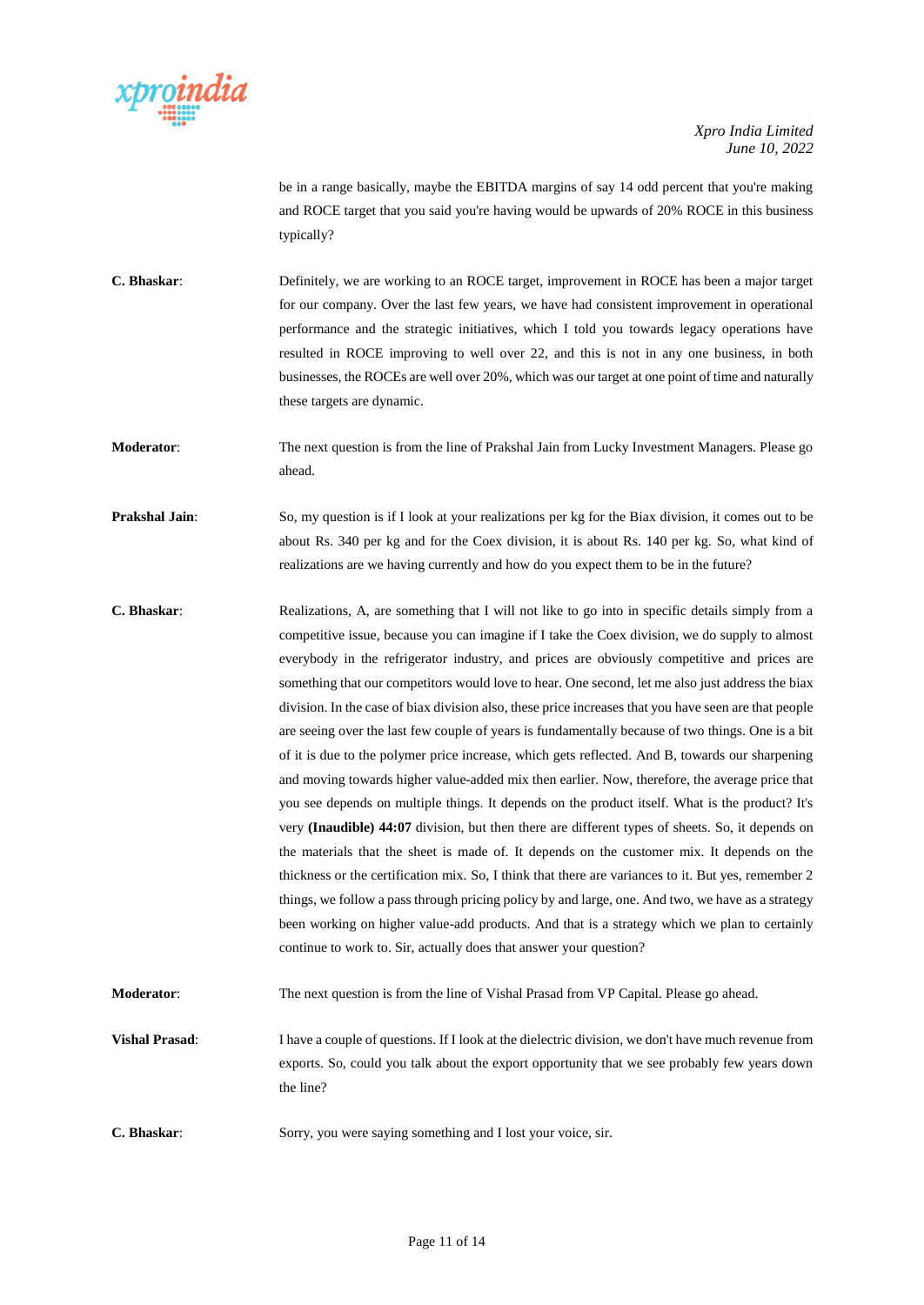be in a range basically, maybe the EBITDA margins of say 14 odd percent that you're making and ROCE target that you said you're having would be upwards of 20% ROCE in this business typically?

**C. Bhaskar**: Definitely, we are working to an ROCE target, improvement in ROCE has been a major target for our company. Over the last few years, we have had consistent improvement in operational performance and the strategic initiatives, which I told you towards legacy operations have resulted in ROCE improving to well over 22, and this is not in any one business, in both businesses, the ROCEs are well over 20%, which was our target at one point of time and naturally these targets are dynamic.

**Moderator**: The next question is from the line of Prakshal Jain from Lucky Investment Managers. Please go ahead.

**Prakshal Jain**: So, my question is if I look at your realizations per kg for the Biax division, it comes out to be about Rs. 340 per kg and for the Coex division, it is about Rs. 140 per kg. So, what kind of realizations are we having currently and how do you expect them to be in the future?

**C. Bhaskar**: Realizations, A, are something that I will not like to go into in specific details simply from a competitive issue, because you can imagine if I take the Coex division, we do supply to almost everybody in the refrigerator industry, and prices are obviously competitive and prices are something that our competitors would love to hear. One second, let me also just address the biax division. In the case of biax division also, these price increases that you have seen are that people are seeing over the last few couple of years is fundamentally because of two things. One is a bit of it is due to the polymer price increase, which gets reflected. And B, towards our sharpening and moving towards higher value-added mix then earlier. Now, therefore, the average price that you see depends on multiple things. It depends on the product itself. What is the product? It's very **(Inaudible) 44:07** division, but then there are different types of sheets. So, it depends on the materials that the sheet is made of. It depends on the customer mix. It depends on the thickness or the certification mix. So, I think that there are variances to it. But yes, remember 2 things, we follow a pass through pricing policy by and large, one. And two, we have as a strategy been working on higher value-add products. And that is a strategy which we plan to certainly continue to work to. Sir, actually does that answer your question?

**Moderator**: The next question is from the line of Vishal Prasad from VP Capital. Please go ahead.

**Vishal Prasad**: I have a couple of questions. If I look at the dielectric division, we don't have much revenue from exports. So, could you talk about the export opportunity that we see probably few years down the line?

**C. Bhaskar**: Sorry, you were saying something and I lost your voice, sir.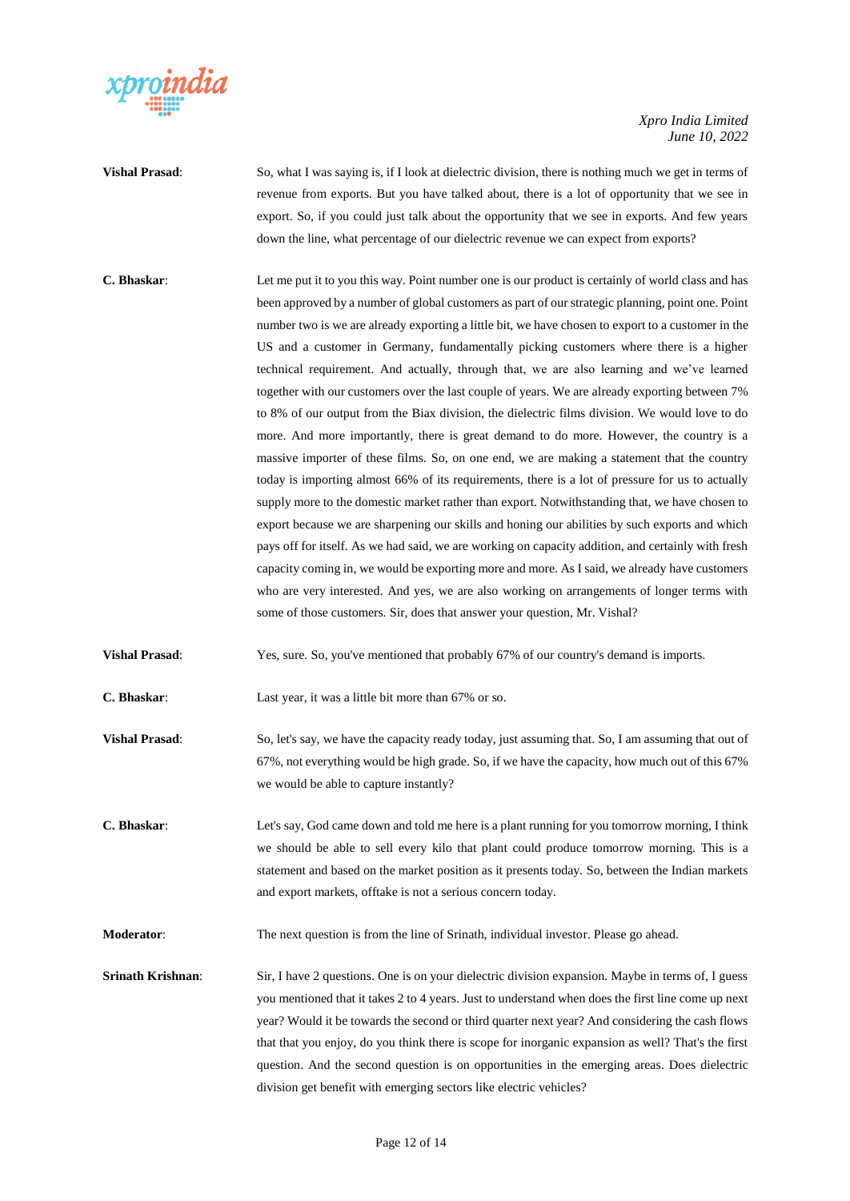**Vishal Prasad**: So, what I was saying is, if I look at dielectric division, there is nothing much we get in terms of revenue from exports. But you have talked about, there is a lot of opportunity that we see in export. So, if you could just talk about the opportunity that we see in exports. And few years down the line, what percentage of our dielectric revenue we can expect from exports?

**C. Bhaskar**: Let me put it to you this way. Point number one is our product is certainly of world class and has been approved by a number of global customers as part of our strategic planning, point one. Point number two is we are already exporting a little bit, we have chosen to export to a customer in the US and a customer in Germany, fundamentally picking customers where there is a higher technical requirement. And actually, through that, we are also learning and we've learned together with our customers over the last couple of years. We are already exporting between 7% to 8% of our output from the Biax division, the dielectric films division. We would love to do more. And more importantly, there is great demand to do more. However, the country is a massive importer of these films. So, on one end, we are making a statement that the country today is importing almost 66% of its requirements, there is a lot of pressure for us to actually supply more to the domestic market rather than export. Notwithstanding that, we have chosen to export because we are sharpening our skills and honing our abilities by such exports and which pays off for itself. As we had said, we are working on capacity addition, and certainly with fresh capacity coming in, we would be exporting more and more. As I said, we already have customers who are very interested. And yes, we are also working on arrangements of longer terms with some of those customers. Sir, does that answer your question, Mr. Vishal?

**Vishal Prasad**: Yes, sure. So, you've mentioned that probably 67% of our country's demand is imports.

**C. Bhaskar**: Last year, it was a little bit more than 67% or so.

**Vishal Prasad**: So, let's say, we have the capacity ready today, just assuming that. So, I am assuming that out of 67%, not everything would be high grade. So, if we have the capacity, how much out of this 67% we would be able to capture instantly?

**C. Bhaskar**: Let's say, God came down and told me here is a plant running for you tomorrow morning, I think we should be able to sell every kilo that plant could produce tomorrow morning. This is a statement and based on the market position as it presents today. So, between the Indian markets and export markets, offtake is not a serious concern today.

**Moderator**: The next question is from the line of Srinath, individual investor. Please go ahead.

**Srinath Krishnan**: Sir, I have 2 questions. One is on your dielectric division expansion. Maybe in terms of, I guess you mentioned that it takes 2 to 4 years. Just to understand when does the first line come up next year? Would it be towards the second or third quarter next year? And considering the cash flows that that you enjoy, do you think there is scope for inorganic expansion as well? That's the first question. And the second question is on opportunities in the emerging areas. Does dielectric division get benefit with emerging sectors like electric vehicles?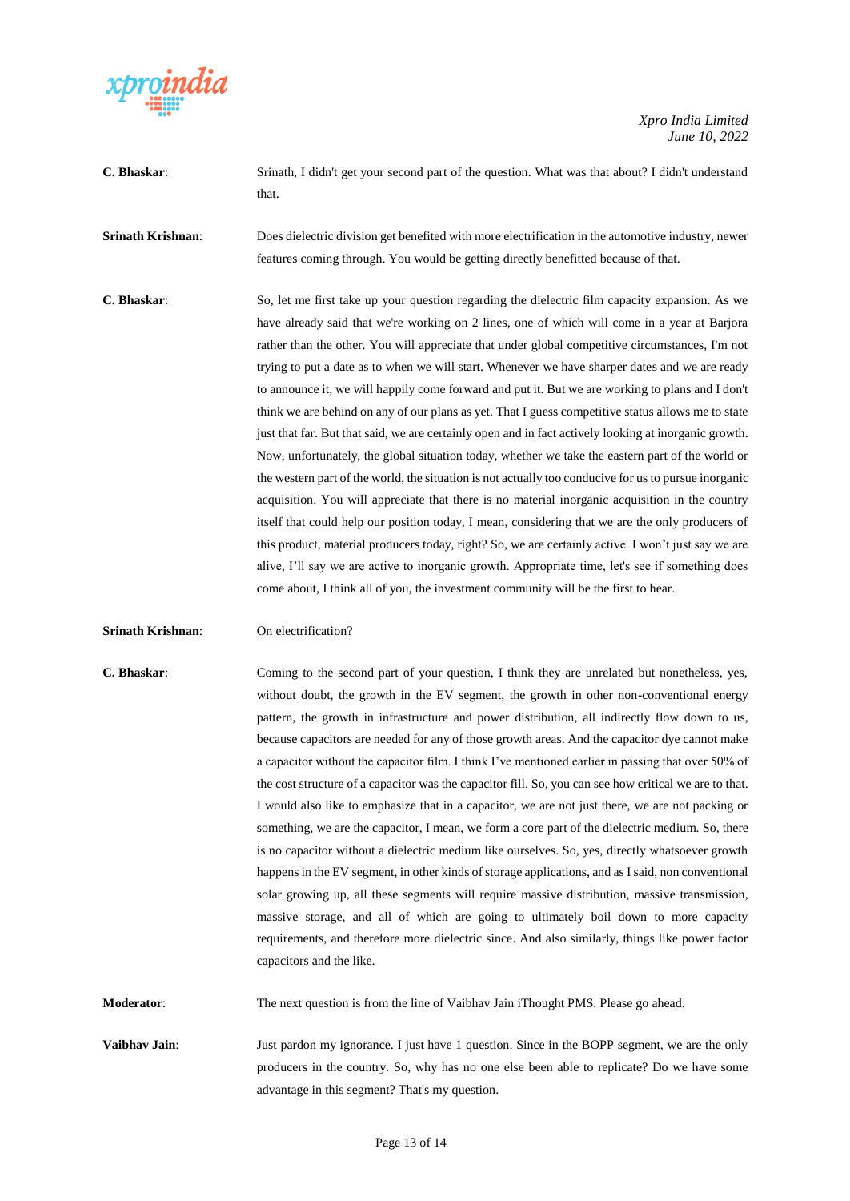**C. Bhaskar**: Srinath, I didn't get your second part of the question. What was that about? I didn't understand that.

**Srinath Krishnan**: Does dielectric division get benefited with more electrification in the automotive industry, newer features coming through. You would be getting directly benefitted because of that.

**C. Bhaskar**: So, let me first take up your question regarding the dielectric film capacity expansion. As we have already said that we're working on 2 lines, one of which will come in a year at Barjora rather than the other. You will appreciate that under global competitive circumstances, I'm not trying to put a date as to when we will start. Whenever we have sharper dates and we are ready to announce it, we will happily come forward and put it. But we are working to plans and I don't think we are behind on any of our plans as yet. That I guess competitive status allows me to state just that far. But that said, we are certainly open and in fact actively looking at inorganic growth. Now, unfortunately, the global situation today, whether we take the eastern part of the world or the western part of the world, the situation is not actually too conducive for us to pursue inorganic acquisition. You will appreciate that there is no material inorganic acquisition in the country itself that could help our position today, I mean, considering that we are the only producers of this product, material producers today, right? So, we are certainly active. I won't just say we are alive, I'll say we are active to inorganic growth. Appropriate time, let's see if something does come about, I think all of you, the investment community will be the first to hear.

**Srinath Krishnan**: On electrification?

**C. Bhaskar**: Coming to the second part of your question, I think they are unrelated but nonetheless, yes, without doubt, the growth in the EV segment, the growth in other non-conventional energy pattern, the growth in infrastructure and power distribution, all indirectly flow down to us, because capacitors are needed for any of those growth areas. And the capacitor dye cannot make a capacitor without the capacitor film. I think I've mentioned earlier in passing that over 50% of the cost structure of a capacitor was the capacitor fill. So, you can see how critical we are to that. I would also like to emphasize that in a capacitor, we are not just there, we are not packing or something, we are the capacitor, I mean, we form a core part of the dielectric medium. So, there is no capacitor without a dielectric medium like ourselves. So, yes, directly whatsoever growth happens in the EV segment, in other kinds of storage applications, and as I said, non conventional solar growing up, all these segments will require massive distribution, massive transmission, massive storage, and all of which are going to ultimately boil down to more capacity requirements, and therefore more dielectric since. And also similarly, things like power factor capacitors and the like.

**Moderator**: The next question is from the line of Vaibhav Jain iThought PMS. Please go ahead.

**Vaibhav Jain**: Just pardon my ignorance. I just have 1 question. Since in the BOPP segment, we are the only producers in the country. So, why has no one else been able to replicate? Do we have some advantage in this segment? That's my question.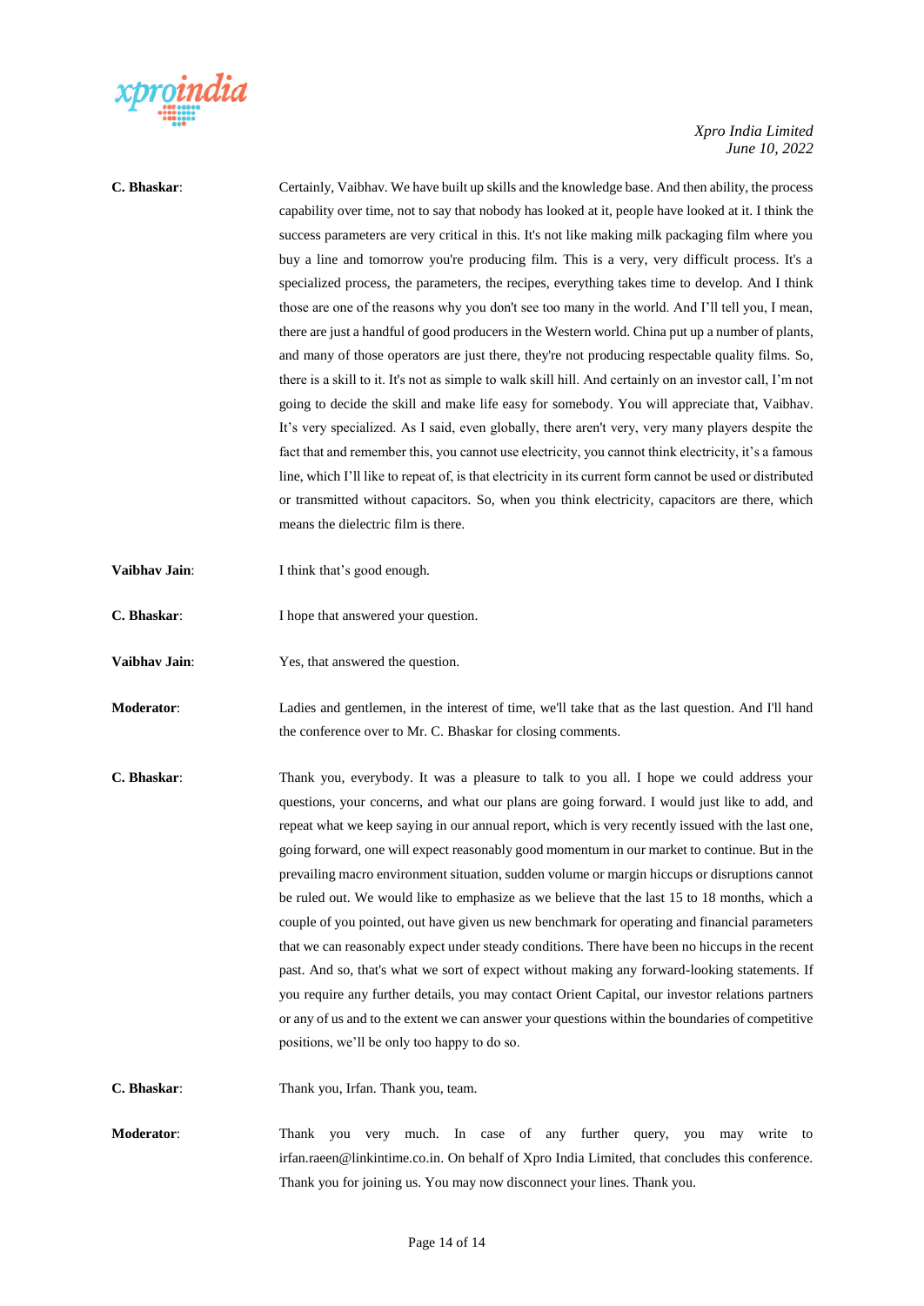**C. Bhaskar**: Certainly, Vaibhav. We have built up skills and the knowledge base. And then ability, the process capability over time, not to say that nobody has looked at it, people have looked at it. I think the success parameters are very critical in this. It's not like making milk packaging film where you buy a line and tomorrow you're producing film. This is a very, very difficult process. It's a specialized process, the parameters, the recipes, everything takes time to develop. And I think those are one of the reasons why you don't see too many in the world. And I'll tell you, I mean, there are just a handful of good producers in the Western world. China put up a number of plants, and many of those operators are just there, they're not producing respectable quality films. So, there is a skill to it. It's not as simple to walk skill hill. And certainly on an investor call, I'm not going to decide the skill and make life easy for somebody. You will appreciate that, Vaibhav. It's very specialized. As I said, even globally, there aren't very, very many players despite the fact that and remember this, you cannot use electricity, you cannot think electricity, it's a famous line, which I'll like to repeat of, is that electricity in its current form cannot be used or distributed or transmitted without capacitors. So, when you think electricity, capacitors are there, which means the dielectric film is there.

**Vaibhav Jain**: I think that's good enough.

**C. Bhaskar**: I hope that answered your question.

**Vaibhav Jain**: Yes, that answered the question.

**Moderator**: Ladies and gentlemen, in the interest of time, we'll take that as the last question. And I'll hand the conference over to Mr. C. Bhaskar for closing comments.

**C. Bhaskar**: Thank you, everybody. It was a pleasure to talk to you all. I hope we could address your questions, your concerns, and what our plans are going forward. I would just like to add, and repeat what we keep saying in our annual report, which is very recently issued with the last one, going forward, one will expect reasonably good momentum in our market to continue. But in the prevailing macro environment situation, sudden volume or margin hiccups or disruptions cannot be ruled out. We would like to emphasize as we believe that the last 15 to 18 months, which a couple of you pointed, out have given us new benchmark for operating and financial parameters that we can reasonably expect under steady conditions. There have been no hiccups in the recent past. And so, that's what we sort of expect without making any forward-looking statements. If you require any further details, you may contact Orient Capital, our investor relations partners or any of us and to the extent we can answer your questions within the boundaries of competitive positions, we'll be only too happy to do so.

**C. Bhaskar**: Thank you, Irfan. Thank you, team.

**Moderator**: Thank you very much. In case of any further query, you may write to irfan.raeen@linkintime.co.in. On behalf of Xpro India Limited, that concludes this conference. Thank you for joining us. You may now disconnect your lines. Thank you.